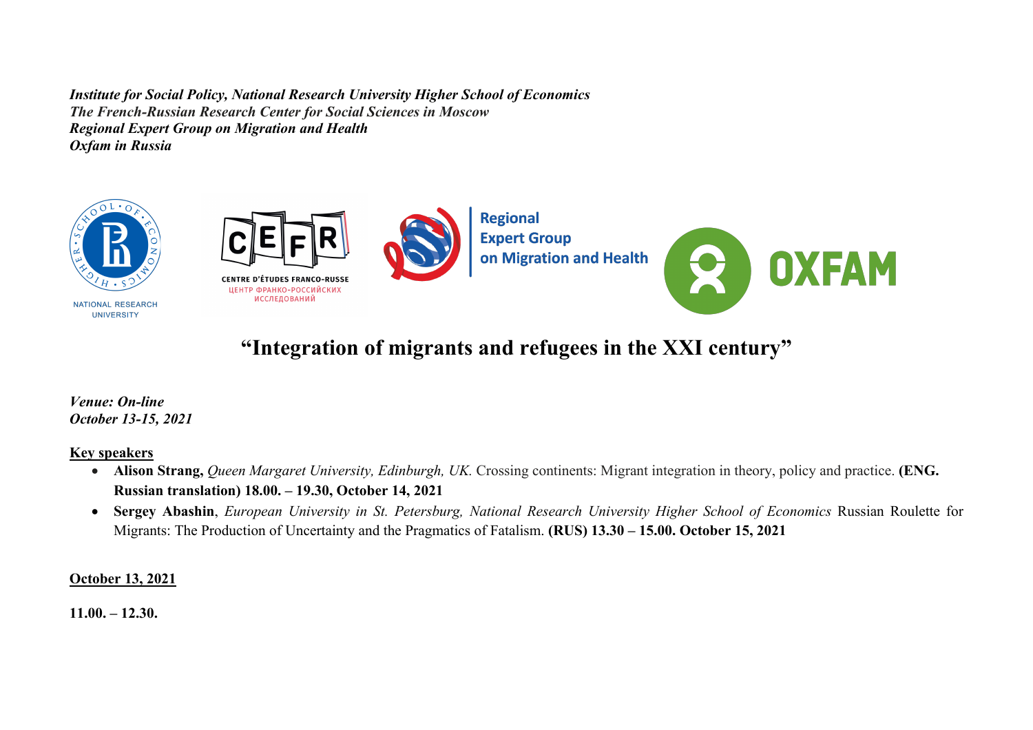***Institute for Social Policy, National Research University Higher School of Economics***
***The French-Russian Research Center for Social Sciences in Moscow***
***Regional Expert Group on Migration and Health***
***Oxfam in Russia***

# “Integration of migrants and refugees in the XXI century”

***Venue: On-line***
***October 13-15, 2021***

**Key speakers**

- **Alison Strang,** *Queen Margaret University, Edinburgh, UK.* Crossing continents: Migrant integration in theory, policy and practice. **(ENG. Russian translation) 18.00. – 19.30, October 14, 2021**
- **Sergey Abashin**, *European University in St. Petersburg, National Research University Higher School of Economics* Russian Roulette for Migrants: The Production of Uncertainty and the Pragmatics of Fatalism. **(RUS) 13.30 – 15.00. October 15, 2021**

**October 13, 2021**

**11.00. – 12.30.**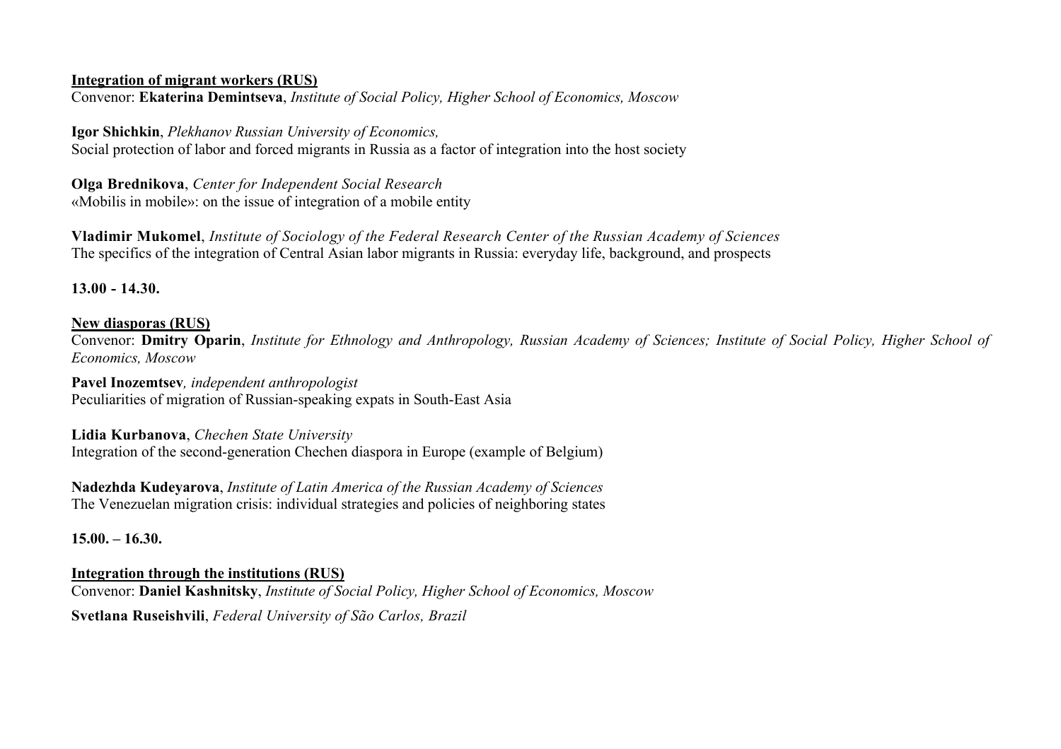**Integration of migrant workers (RUS)**

Convenor: **Ekaterina Demintseva**, *Institute of Social Policy, Higher School of Economics, Moscow*

**Igor Shichkin**, *Plekhanov Russian University of Economics,*
Social protection of labor and forced migrants in Russia as a factor of integration into the host society

**Olga Brednikova**, *Center for Independent Social Research*
«Mobilis in mobile»: on the issue of integration of a mobile entity

**Vladimir Mukomel**, *Institute of Sociology of the Federal Research Center of the Russian Academy of Sciences*
The specifics of the integration of Central Asian labor migrants in Russia: everyday life, background, and prospects

**13.00 - 14.30.**

**New diasporas (RUS)**

Convenor: **Dmitry Oparin**, *Institute for Ethnology and Anthropology, Russian Academy of Sciences; Institute of Social Policy, Higher School of Economics, Moscow*

**Pavel Inozemtsev***, independent anthropologist*
Peculiarities of migration of Russian-speaking expats in South-East Asia

**Lidia Kurbanova**, *Chechen State University*
Integration of the second-generation Chechen diaspora in Europe (example of Belgium)

**Nadezhda Kudeyarova**, *Institute of Latin America of the Russian Academy of Sciences*
The Venezuelan migration crisis: individual strategies and policies of neighboring states

**15.00. – 16.30.**

**Integration through the institutions (RUS)**

Convenor: **Daniel Kashnitsky**, *Institute of Social Policy, Higher School of Economics, Moscow*

**Svetlana Ruseishvili**, *Federal University of São Carlos, Brazil*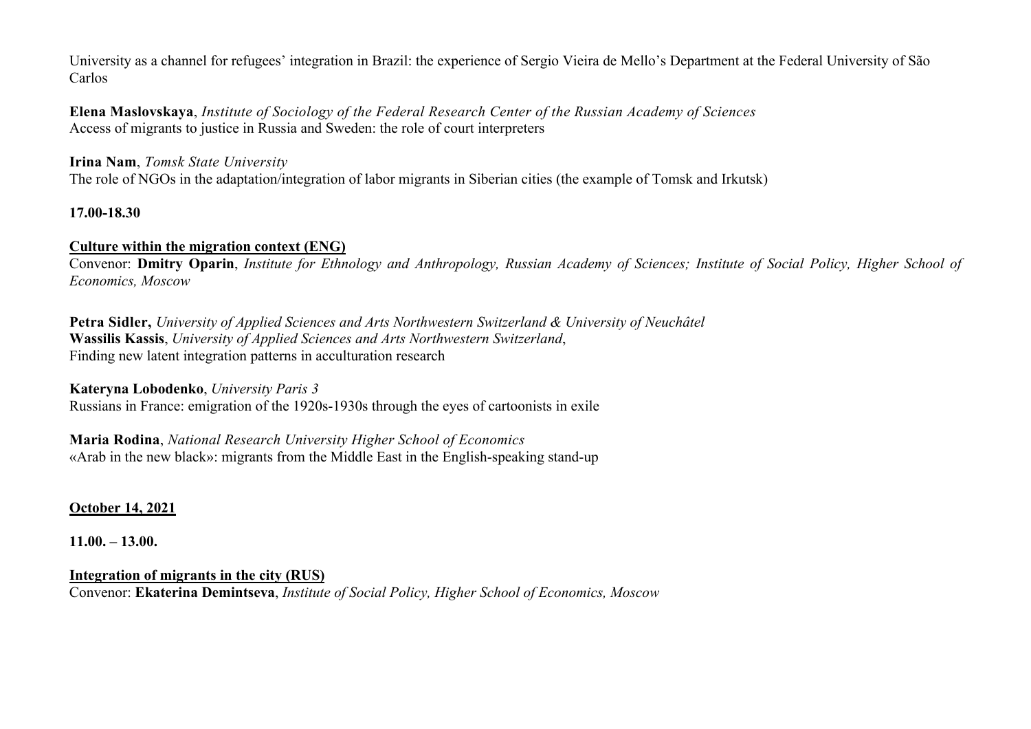University as a channel for refugees' integration in Brazil: the experience of Sergio Vieira de Mello's Department at the Federal University of São Carlos

**Elena Maslovskaya**, *Institute of Sociology of the Federal Research Center of the Russian Academy of Sciences*
Access of migrants to justice in Russia and Sweden: the role of court interpreters

**Irina Nam**, *Tomsk State University*
The role of NGOs in the adaptation/integration of labor migrants in Siberian cities (the example of Tomsk and Irkutsk)

**17.00-18.30**

**Culture within the migration context (ENG)**
Convenor: **Dmitry Oparin**, *Institute for Ethnology and Anthropology, Russian Academy of Sciences; Institute of Social Policy, Higher School of Economics, Moscow*

**Petra Sidler,** *University of Applied Sciences and Arts Northwestern Switzerland & University of Neuchâtel*
**Wassilis Kassis**, *University of Applied Sciences and Arts Northwestern Switzerland*,
Finding new latent integration patterns in acculturation research

**Kateryna Lobodenko**, *University Paris 3*
Russians in France: emigration of the 1920s-1930s through the eyes of cartoonists in exile

**Maria Rodina**, *National Research University Higher School of Economics*
«Arab in the new black»: migrants from the Middle East in the English-speaking stand-up

**October 14, 2021**

**11.00. – 13.00.**

**Integration of migrants in the city (RUS)**
Convenor: **Ekaterina Demintseva**, *Institute of Social Policy, Higher School of Economics, Moscow*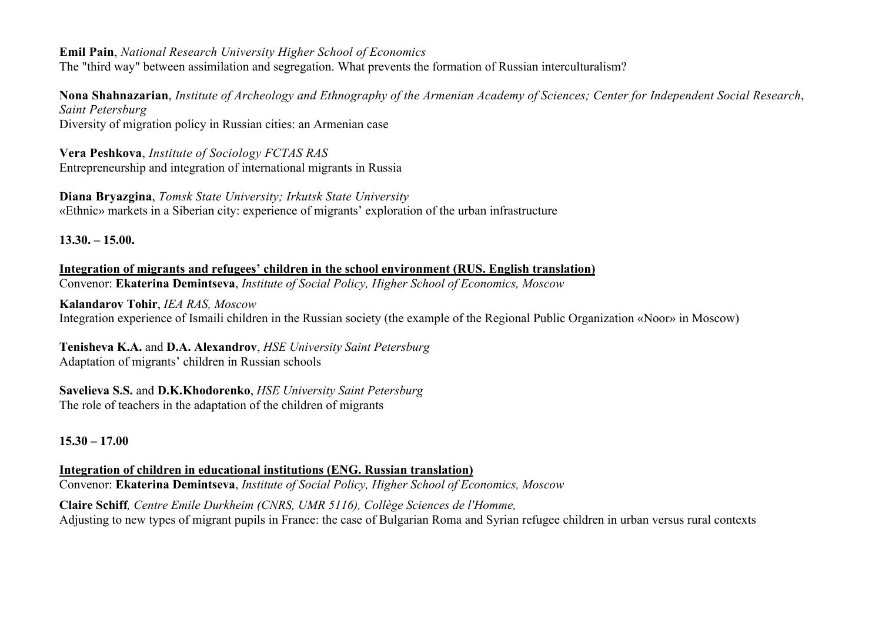**Emil Pain**, *National Research University Higher School of Economics*
The "third way" between assimilation and segregation. What prevents the formation of Russian interculturalism?

**Nona Shahnazarian**, *Institute of Archeology and Ethnography of the Armenian Academy of Sciences; Center for Independent Social Research, Saint Petersburg*
Diversity of migration policy in Russian cities: an Armenian case

**Vera Peshkova**, *Institute of Sociology FCTAS RAS*
Entrepreneurship and integration of international migrants in Russia

**Diana Bryazgina**, *Tomsk State University; Irkutsk State University*
«Ethnic» markets in a Siberian city: experience of migrants' exploration of the urban infrastructure

**13.30. – 15.00.**

**Integration of migrants and refugees' children in the school environment (RUS. English translation)**
Convenor: **Ekaterina Demintseva**, *Institute of Social Policy, Higher School of Economics, Moscow*

**Kalandarov Tohir**, *IEA RAS, Moscow*
Integration experience of Ismaili children in the Russian society (the example of the Regional Public Organization «Noor» in Moscow)

**Tenisheva K.A.** and **D.A. Alexandrov**, *HSE University Saint Petersburg*
Adaptation of migrants' children in Russian schools

**Savelieva S.S.** and **D.K.Khodorenko**, *HSE University Saint Petersburg*
The role of teachers in the adaptation of the children of migrants

**15.30 – 17.00**

**Integration of children in educational institutions (ENG. Russian translation)**
Convenor: **Ekaterina Demintseva**, *Institute of Social Policy, Higher School of Economics, Moscow*

**Claire Schiff***, Centre Emile Durkheim (CNRS, UMR 5116), Collège Sciences de l'Homme,*
Adjusting to new types of migrant pupils in France: the case of Bulgarian Roma and Syrian refugee children in urban versus rural contexts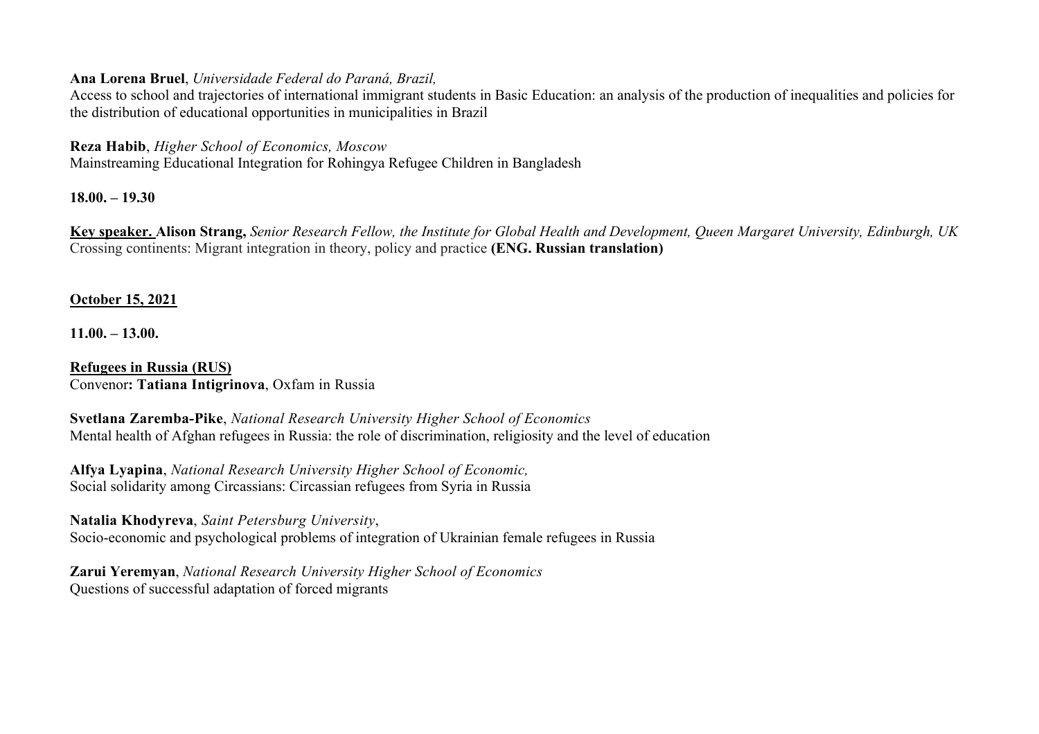**Ana Lorena Bruel**, *Universidade Federal do Paraná, Brazil,*
Access to school and trajectories of international immigrant students in Basic Education: an analysis of the production of inequalities and policies for the distribution of educational opportunities in municipalities in Brazil

**Reza Habib**, *Higher School of Economics, Moscow*
Mainstreaming Educational Integration for Rohingya Refugee Children in Bangladesh

**18.00. – 19.30**

**Key speaker. Alison Strang,** *Senior Research Fellow, the Institute for Global Health and Development, Queen Margaret University, Edinburgh, UK*
Crossing continents: Migrant integration in theory, policy and practice **(ENG. Russian translation)**

**October 15, 2021**

**11.00. – 13.00.**

**Refugees in Russia (RUS)**
Convenor**: Tatiana Intigrinova**, Oxfam in Russia

**Svetlana Zaremba-Pike**, *National Research University Higher School of Economics*
Mental health of Afghan refugees in Russia: the role of discrimination, religiosity and the level of education

**Alfya Lyapina**, *National Research University Higher School of Economic,*
Social solidarity among Circassians: Circassian refugees from Syria in Russia

**Natalia Khodyreva**, *Saint Petersburg University*,
Socio-economic and psychological problems of integration of Ukrainian female refugees in Russia

**Zarui Yeremyan**, *National Research University Higher School of Economics*
Questions of successful adaptation of forced migrants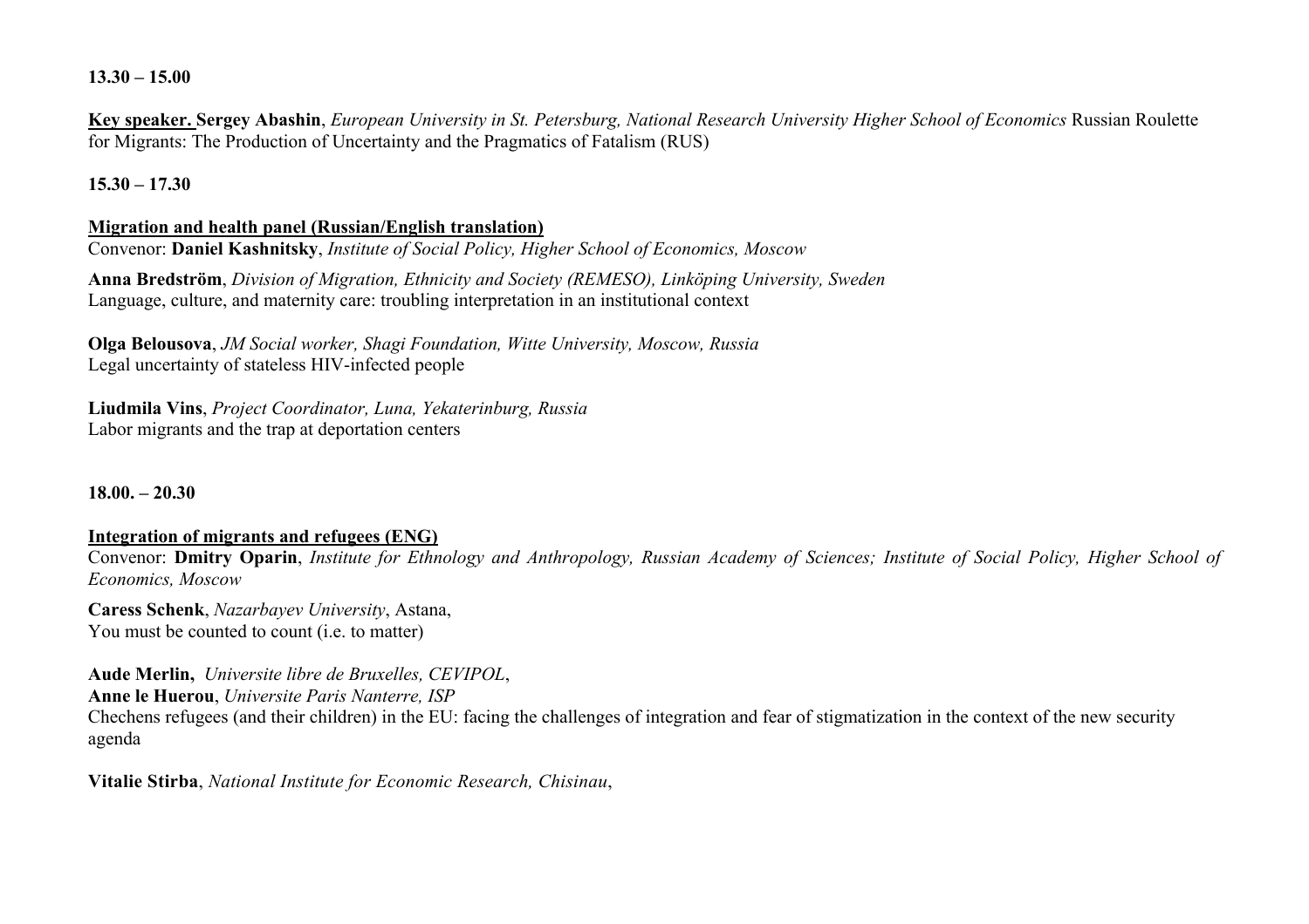**13.30 – 15.00**

**Key speaker. Sergey Abashin**, *European University in St. Petersburg, National Research University Higher School of Economics* Russian Roulette for Migrants: The Production of Uncertainty and the Pragmatics of Fatalism (RUS)

**15.30 – 17.30**

**Migration and health panel (Russian/English translation)**
Convenor: **Daniel Kashnitsky**, *Institute of Social Policy, Higher School of Economics, Moscow*

**Anna Bredström**, *Division of Migration, Ethnicity and Society (REMESO), Linköping University, Sweden*
Language, culture, and maternity care: troubling interpretation in an institutional context

**Olga Belousova**, *JM Social worker, Shagi Foundation, Witte University, Moscow, Russia*
Legal uncertainty of stateless HIV-infected people

**Liudmila Vins**, *Project Coordinator, Luna, Yekaterinburg, Russia*
Labor migrants and the trap at deportation centers

**18.00. – 20.30**

**Integration of migrants and refugees (ENG)**
Convenor: **Dmitry Oparin**, *Institute for Ethnology and Anthropology, Russian Academy of Sciences; Institute of Social Policy, Higher School of Economics, Moscow*

**Caress Schenk**, *Nazarbayev University*, Astana,
You must be counted to count (i.e. to matter)

**Aude Merlin,** *Universite libre de Bruxelles, CEVIPOL*,
**Anne le Huerou**, *Universite Paris Nanterre, ISP*
Chechens refugees (and their children) in the EU: facing the challenges of integration and fear of stigmatization in the context of the new security agenda

**Vitalie Stirba**, *National Institute for Economic Research, Chisinau*,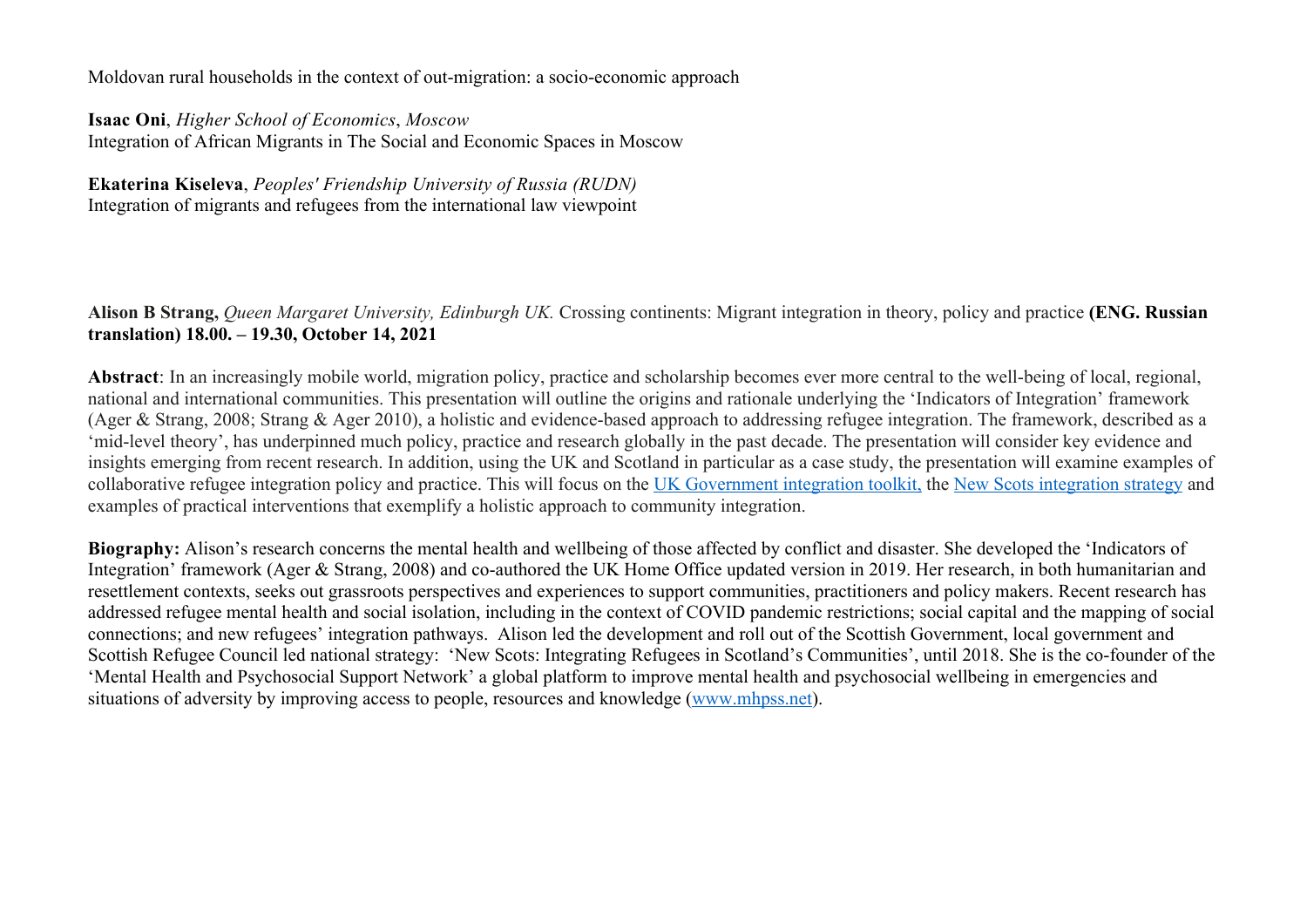Moldovan rural households in the context of out-migration: a socio-economic approach

**Isaac Oni**, *Higher School of Economics*, *Moscow*
Integration of African Migrants in The Social and Economic Spaces in Moscow

**Ekaterina Kiseleva**, *Peoples' Friendship University of Russia (RUDN)*
Integration of migrants and refugees from the international law viewpoint

**Alison B Strang,** *Queen Margaret University, Edinburgh UK.* Crossing continents: Migrant integration in theory, policy and practice **(ENG. Russian translation) 18.00. – 19.30, October 14, 2021**

**Abstract**: In an increasingly mobile world, migration policy, practice and scholarship becomes ever more central to the well-being of local, regional, national and international communities. This presentation will outline the origins and rationale underlying the 'Indicators of Integration' framework (Ager & Strang, 2008; Strang & Ager 2010), a holistic and evidence-based approach to addressing refugee integration. The framework, described as a 'mid-level theory', has underpinned much policy, practice and research globally in the past decade. The presentation will consider key evidence and insights emerging from recent research. In addition, using the UK and Scotland in particular as a case study, the presentation will examine examples of collaborative refugee integration policy and practice. This will focus on the UK Government integration toolkit, the New Scots integration strategy and examples of practical interventions that exemplify a holistic approach to community integration.

**Biography:** Alison's research concerns the mental health and wellbeing of those affected by conflict and disaster. She developed the 'Indicators of Integration' framework (Ager & Strang, 2008) and co-authored the UK Home Office updated version in 2019. Her research, in both humanitarian and resettlement contexts, seeks out grassroots perspectives and experiences to support communities, practitioners and policy makers. Recent research has addressed refugee mental health and social isolation, including in the context of COVID pandemic restrictions; social capital and the mapping of social connections; and new refugees' integration pathways. Alison led the development and roll out of the Scottish Government, local government and Scottish Refugee Council led national strategy: 'New Scots: Integrating Refugees in Scotland's Communities', until 2018. She is the co-founder of the 'Mental Health and Psychosocial Support Network' a global platform to improve mental health and psychosocial wellbeing in emergencies and situations of adversity by improving access to people, resources and knowledge (www.mhpss.net).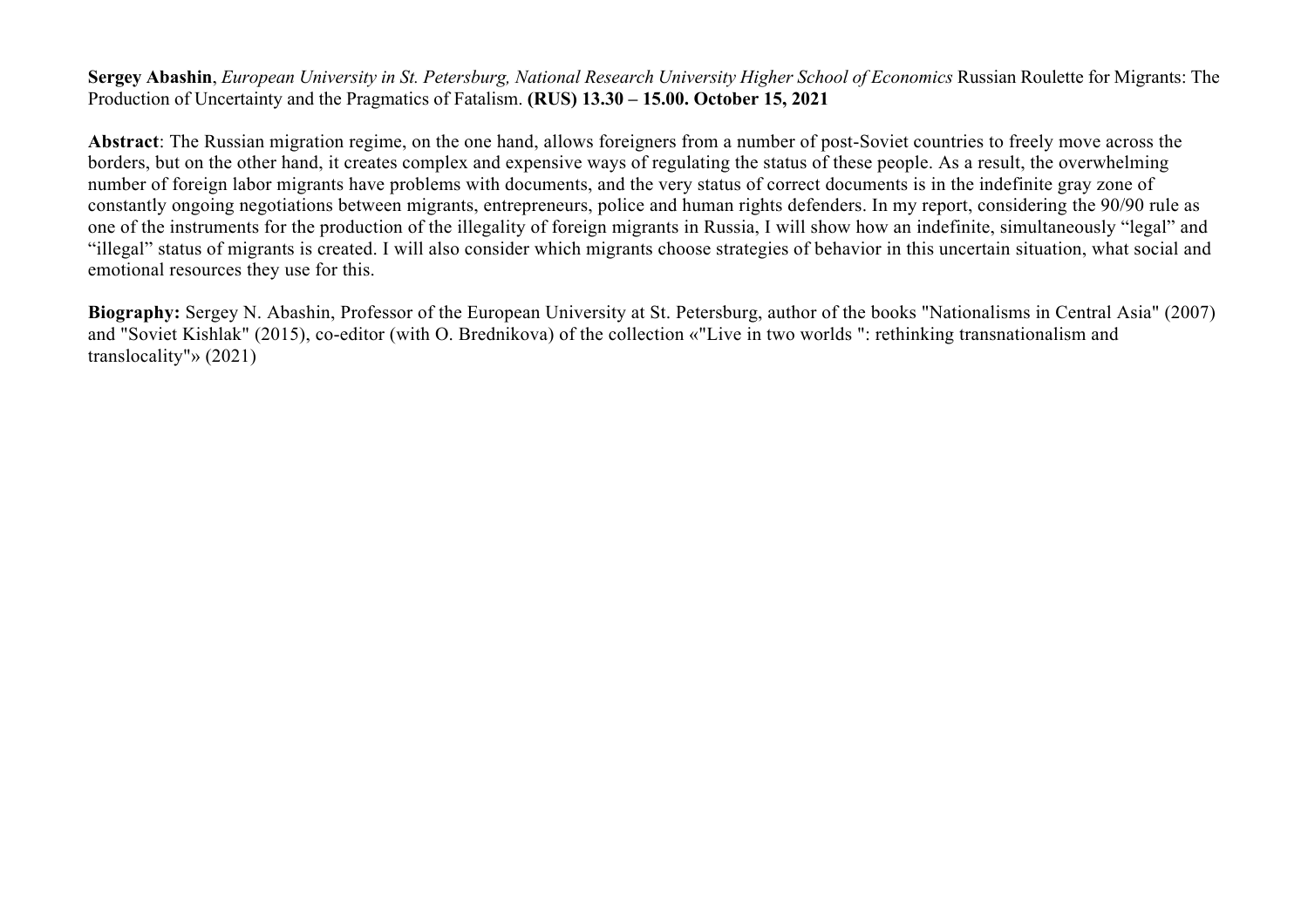**Sergey Abashin**, *European University in St. Petersburg, National Research University Higher School of Economics* Russian Roulette for Migrants: The Production of Uncertainty and the Pragmatics of Fatalism. **(RUS) 13.30 – 15.00. October 15, 2021**

**Abstract**: The Russian migration regime, on the one hand, allows foreigners from a number of post-Soviet countries to freely move across the borders, but on the other hand, it creates complex and expensive ways of regulating the status of these people. As a result, the overwhelming number of foreign labor migrants have problems with documents, and the very status of correct documents is in the indefinite gray zone of constantly ongoing negotiations between migrants, entrepreneurs, police and human rights defenders. In my report, considering the 90/90 rule as one of the instruments for the production of the illegality of foreign migrants in Russia, I will show how an indefinite, simultaneously "legal" and "illegal" status of migrants is created. I will also consider which migrants choose strategies of behavior in this uncertain situation, what social and emotional resources they use for this.

**Biography:** Sergey N. Abashin, Professor of the European University at St. Petersburg, author of the books "Nationalisms in Central Asia" (2007) and "Soviet Kishlak" (2015), co-editor (with O. Brednikova) of the collection «"Live in two worlds ": rethinking transnationalism and translocality"» (2021)